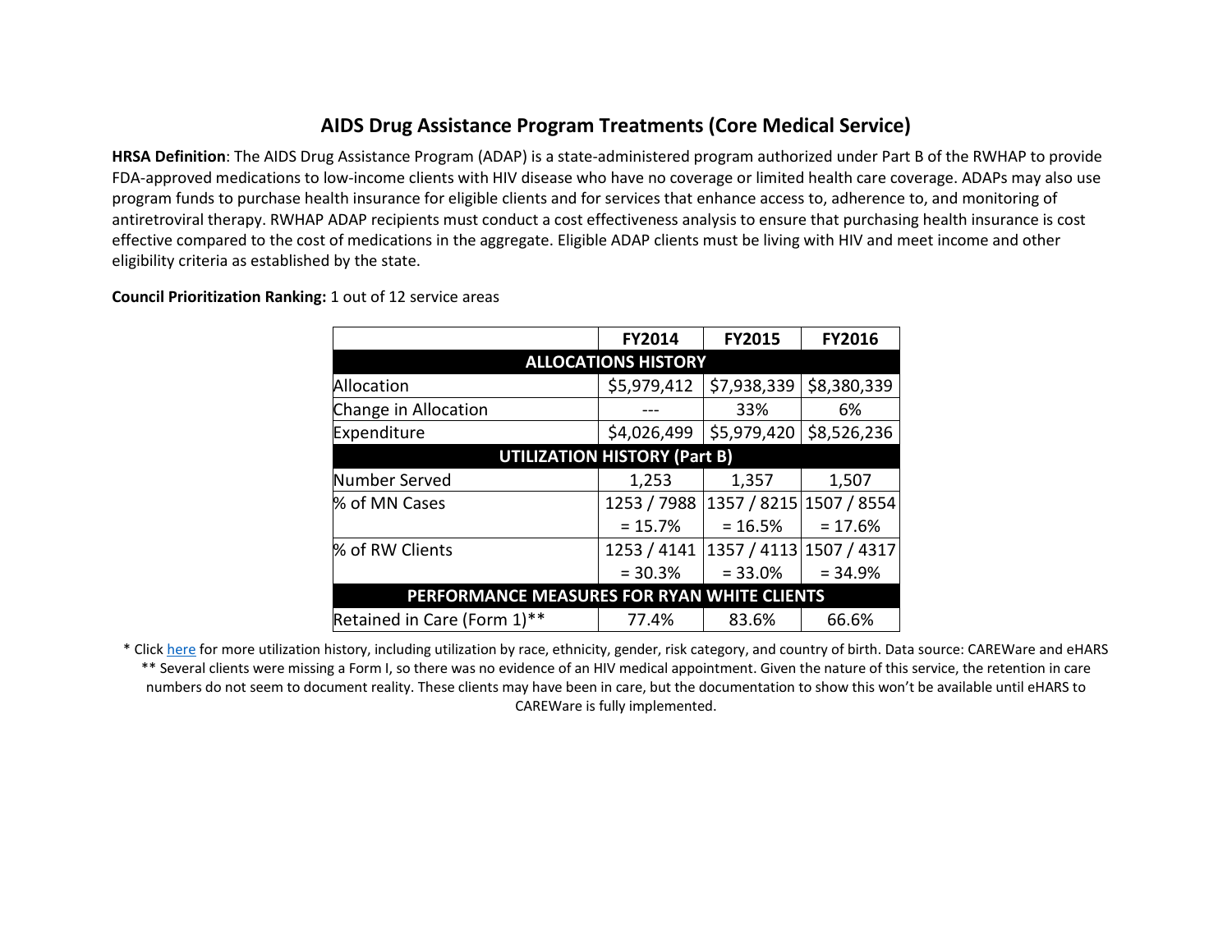# AIDS Drug Assistance Program Treatments (Core Medical Service)

**HRSA Definition**: The AIDS Drug Assistance Program (ADAP) is a state-administered program authorized under Part B of the RWHAP to provide FDA-approved medications to low-income clients with HIV disease who have no coverage or limited health care coverage. ADAPs may also use program funds to purchase health insurance for eligible clients and for services that enhance access to, adherence to, and monitoring of antiretroviral therapy. RWHAP ADAP recipients must conduct a cost effectiveness analysis to ensure that purchasing health insurance is cost effective compared to the cost of medications in the aggregate. Eligible ADAP clients must be living with HIV and meet income and other eligibility criteria as established by the state.

**Council Prioritization Ranking:** 1 out of 12 service areas

| | FY2014 | FY2015 | FY2016 |
|---|---|---|---|
| **ALLOCATIONS HISTORY** | | | |
| Allocation | $5,979,412 | $7,938,339 | $8,380,339 |
| Change in Allocation | --- | 33% | 6% |
| Expenditure | $4,026,499 | $5,979,420 | $8,526,236 |
| **UTILIZATION HISTORY (Part B)** | | | |
| Number Served | 1,253 | 1,357 | 1,507 |
| % of MN Cases | 1253 / 7988 = 15.7% | 1357 / 8215 = 16.5% | 1507 / 8554 = 17.6% |
| % of RW Clients | 1253 / 4141 = 30.3% | 1357 / 4113 = 33.0% | 1507 / 4317 = 34.9% |
| **PERFORMANCE MEASURES FOR RYAN WHITE CLIENTS** | | | |
| Retained in Care (Form 1)** | 77.4% | 83.6% | 66.6% |

* Click here for more utilization history, including utilization by race, ethnicity, gender, risk category, and country of birth. Data source: CAREWare and eHARS

** Several clients were missing a Form I, so there was no evidence of an HIV medical appointment. Given the nature of this service, the retention in care numbers do not seem to document reality. These clients may have been in care, but the documentation to show this won't be available until eHARS to CAREWare is fully implemented.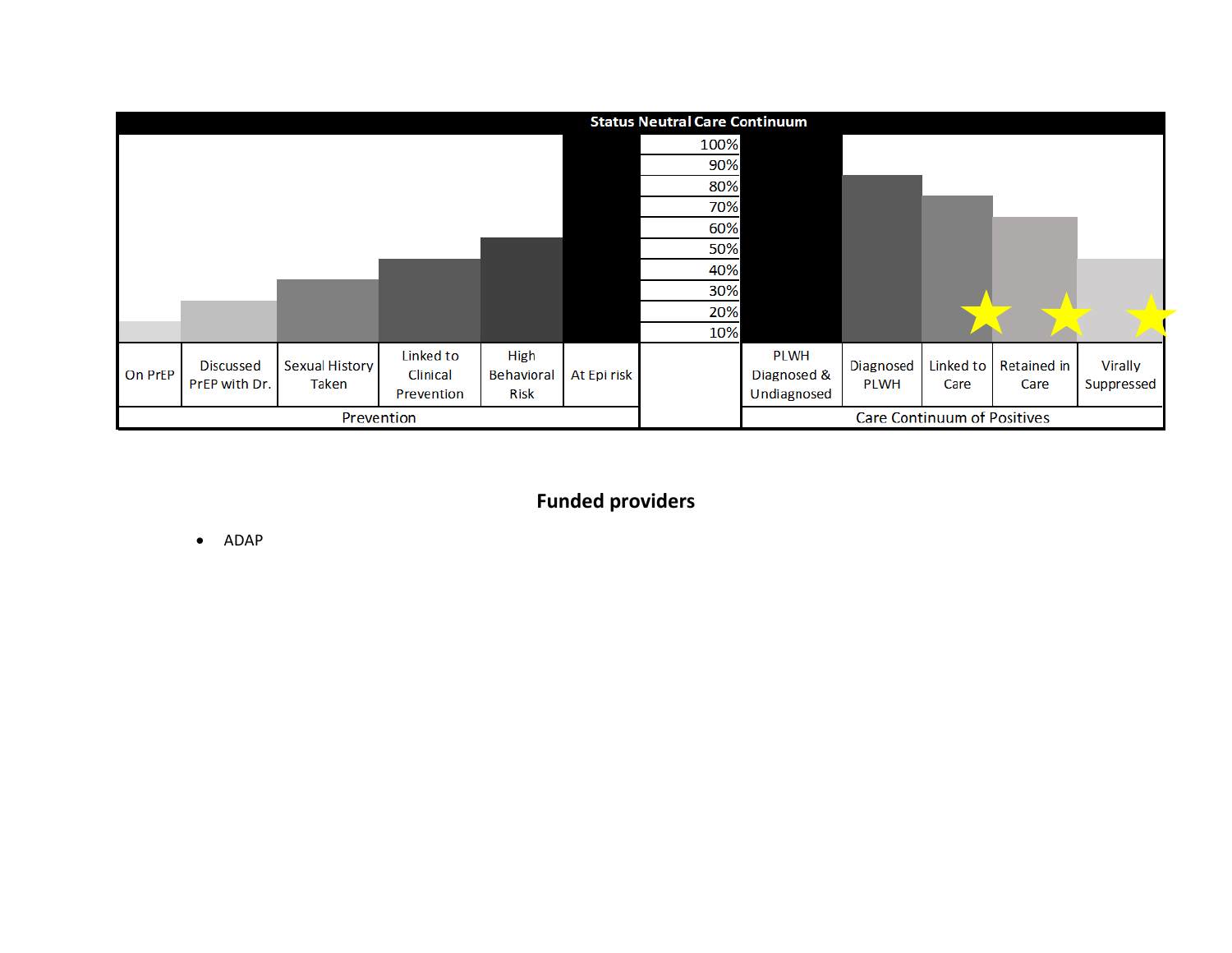Status Neutral Care Continuum

100%
90%
80%
70%
60%
50%
40%
30%
20%
10%

On PrEP
Discussed PrEP with Dr.
Sexual History Taken
Linked to Clinical Prevention
High Behavioral Risk
At Epi risk

PLWH Diagnosed & Undiagnosed
Diagnosed PLWH
Linked to Care
Retained in Care
Virally Suppressed

Prevention

Care Continuum of Positives

## Funded providers

- ADAP